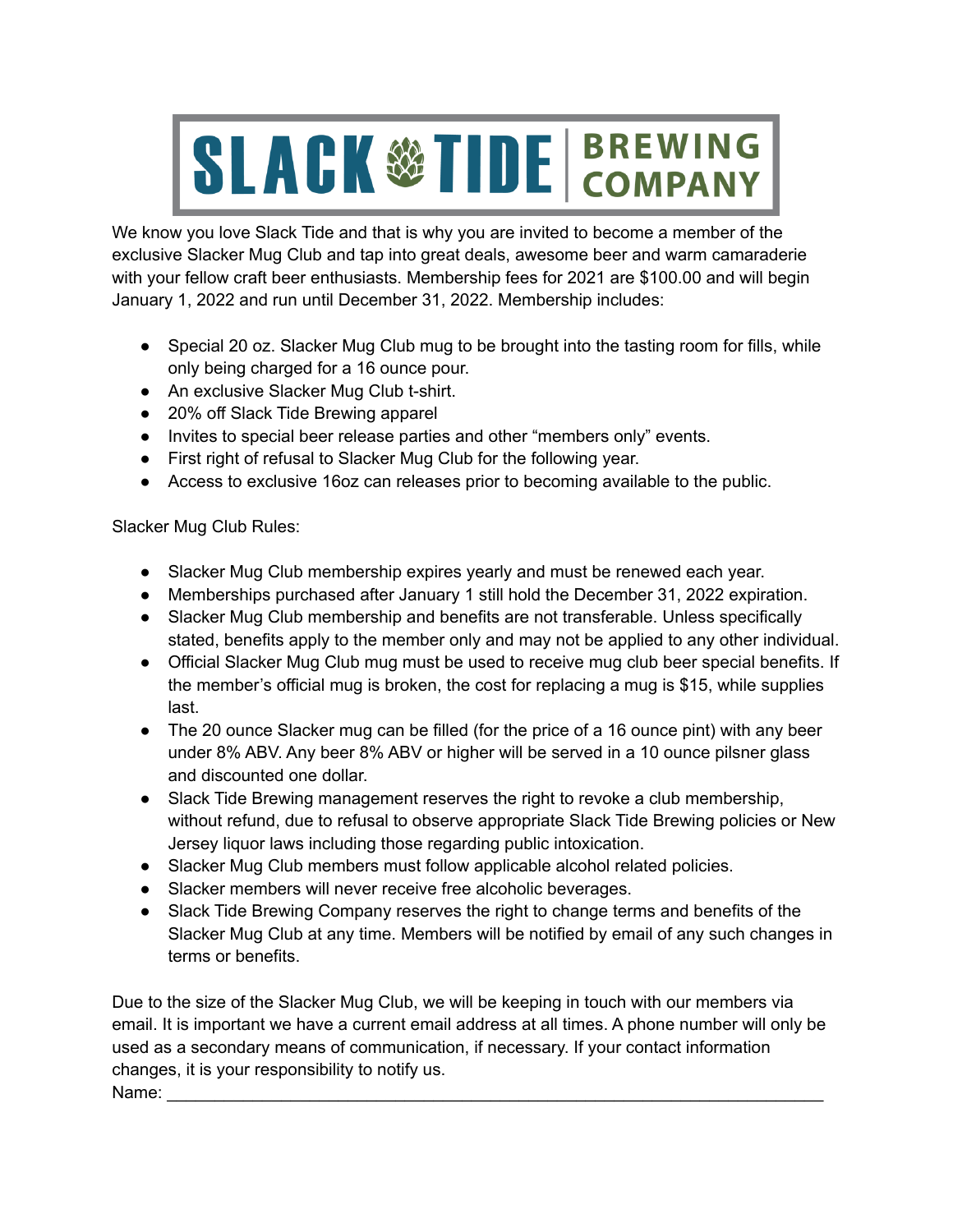# SLACK TIDE BREWING COMPANY

We know you love Slack Tide and that is why you are invited to become a member of the exclusive Slacker Mug Club and tap into great deals, awesome beer and warm camaraderie with your fellow craft beer enthusiasts. Membership fees for 2021 are $100.00 and will begin January 1, 2022 and run until December 31, 2022. Membership includes:

- Special 20 oz. Slacker Mug Club mug to be brought into the tasting room for fills, while only being charged for a 16 ounce pour.
- An exclusive Slacker Mug Club t-shirt.
- 20% off Slack Tide Brewing apparel
- Invites to special beer release parties and other "members only" events.
- First right of refusal to Slacker Mug Club for the following year.
- Access to exclusive 16oz can releases prior to becoming available to the public.

Slacker Mug Club Rules:

- Slacker Mug Club membership expires yearly and must be renewed each year.
- Memberships purchased after January 1 still hold the December 31, 2022 expiration.
- Slacker Mug Club membership and benefits are not transferable. Unless specifically stated, benefits apply to the member only and may not be applied to any other individual.
- Official Slacker Mug Club mug must be used to receive mug club beer special benefits. If the member's official mug is broken, the cost for replacing a mug is $15, while supplies last.
- The 20 ounce Slacker mug can be filled (for the price of a 16 ounce pint) with any beer under 8% ABV. Any beer 8% ABV or higher will be served in a 10 ounce pilsner glass and discounted one dollar.
- Slack Tide Brewing management reserves the right to revoke a club membership, without refund, due to refusal to observe appropriate Slack Tide Brewing policies or New Jersey liquor laws including those regarding public intoxication.
- Slacker Mug Club members must follow applicable alcohol related policies.
- Slacker members will never receive free alcoholic beverages.
- Slack Tide Brewing Company reserves the right to change terms and benefits of the Slacker Mug Club at any time. Members will be notified by email of any such changes in terms or benefits.

Due to the size of the Slacker Mug Club, we will be keeping in touch with our members via email. It is important we have a current email address at all times. A phone number will only be used as a secondary means of communication, if necessary. If your contact information changes, it is your responsibility to notify us.

Name: ______________________________________________________________________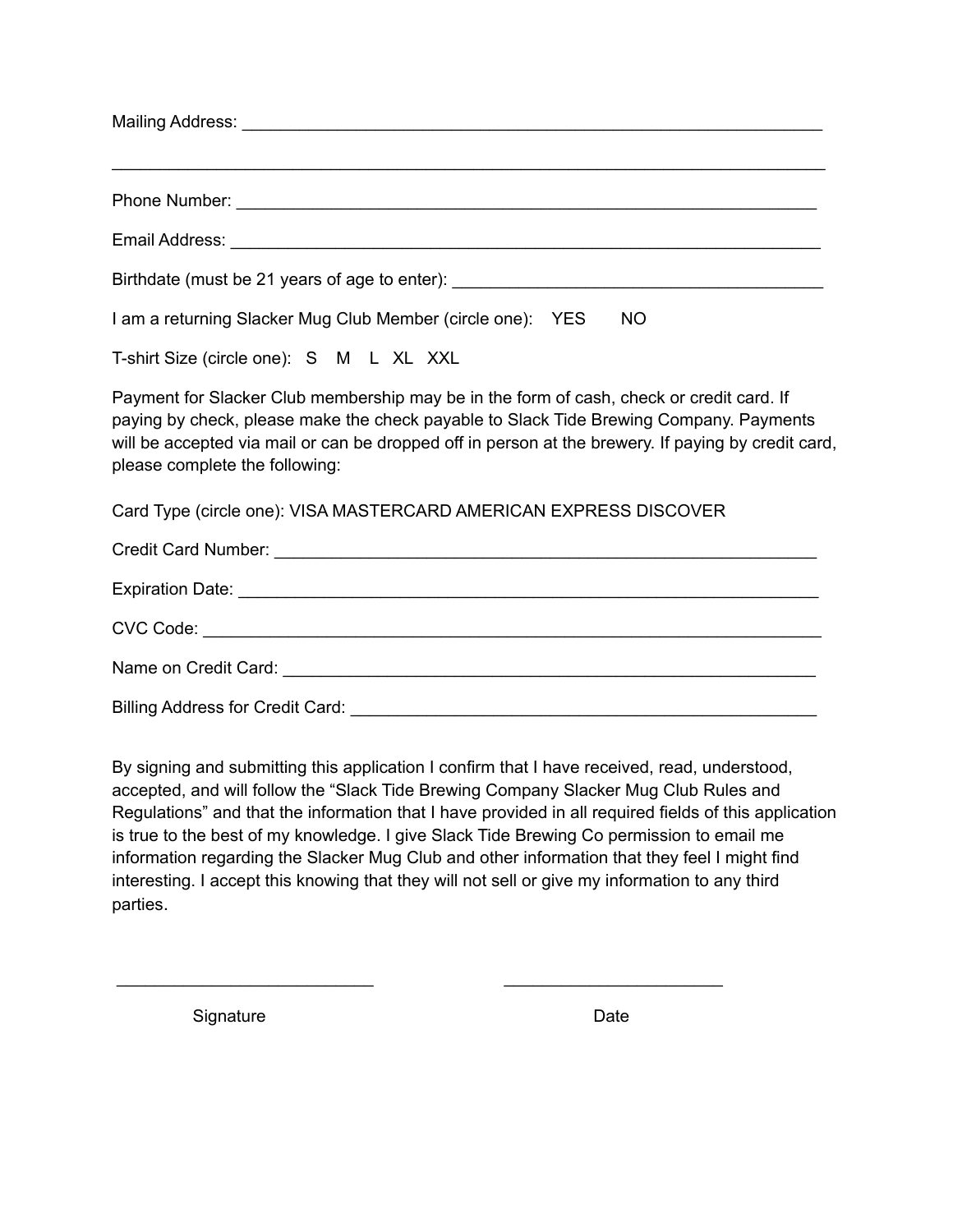Mailing Address: ________________________________________________________________

__________________________________________________________________________

Phone Number: _________________________________________________________________

Email Address: _________________________________________________________________

Birthdate (must be 21 years of age to enter): ________________________________________

I am a returning Slacker Mug Club Member (circle one): YES NO

T-shirt Size (circle one): S M L XL XXL

Payment for Slacker Club membership may be in the form of cash, check or credit card. If paying by check, please make the check payable to Slack Tide Brewing Company. Payments will be accepted via mail or can be dropped off in person at the brewery. If paying by credit card, please complete the following:

Card Type (circle one): VISA MASTERCARD AMERICAN EXPRESS DISCOVER

Credit Card Number: ____________________________________________________________

Expiration Date: _______________________________________________________________

CVC Code: ____________________________________________________________________

Name on Credit Card: ___________________________________________________________

Billing Address for Credit Card: ___________________________________________________

By signing and submitting this application I confirm that I have received, read, understood, accepted, and will follow the “Slack Tide Brewing Company Slacker Mug Club Rules and Regulations” and that the information that I have provided in all required fields of this application is true to the best of my knowledge. I give Slack Tide Brewing Co permission to email me information regarding the Slacker Mug Club and other information that they feel I might find interesting. I accept this knowing that they will not sell or give my information to any third parties.

___________________________ ________________________

Signature Date